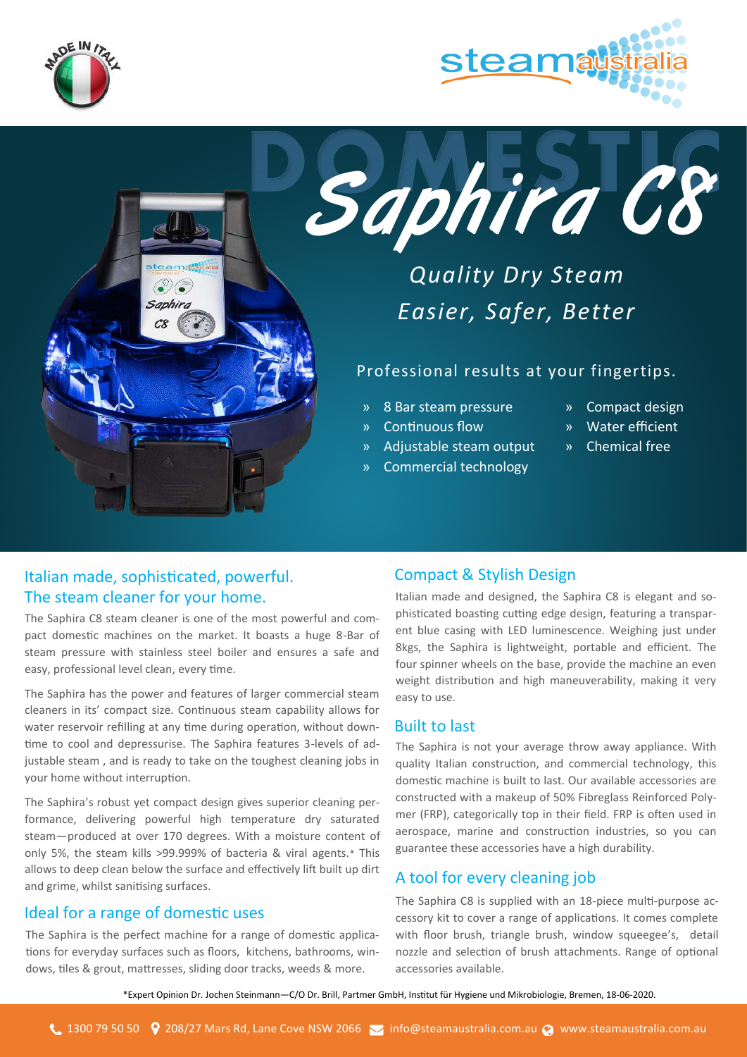MADE IN ITALY

steamaustralia

DOMESTIC

# Saphira C8

*Quality Dry Steam*
*Easier, Safer, Better*

Professional results at your fingertips.

- 8 Bar steam pressure
- Continuous flow
- Adjustable steam output
- Commercial technology
- Compact design
- Water efficient
- Chemical free

## Italian made, sophisticated, powerful. The steam cleaner for your home.

The Saphira C8 steam cleaner is one of the most powerful and compact domestic machines on the market. It boasts a huge 8-Bar of steam pressure with stainless steel boiler and ensures a safe and easy, professional level clean, every time.

The Saphira has the power and features of larger commercial steam cleaners in its' compact size. Continuous steam capability allows for water reservoir refilling at any time during operation, without downtime to cool and depressurise. The Saphira features 3-levels of adjustable steam , and is ready to take on the toughest cleaning jobs in your home without interruption.

The Saphira's robust yet compact design gives superior cleaning performance, delivering powerful high temperature dry saturated steam—produced at over 170 degrees. With a moisture content of only 5%, the steam kills >99.999% of bacteria & viral agents.* This allows to deep clean below the surface and effectively lift built up dirt and grime, whilst sanitising surfaces.

## Ideal for a range of domestic uses

The Saphira is the perfect machine for a range of domestic applications for everyday surfaces such as floors, kitchens, bathrooms, windows, tiles & grout, mattresses, sliding door tracks, weeds & more.

## Compact & Stylish Design

Italian made and designed, the Saphira C8 is elegant and sophisticated boasting cutting edge design, featuring a transparent blue casing with LED luminescence. Weighing just under 8kgs, the Saphira is lightweight, portable and efficient. The four spinner wheels on the base, provide the machine an even weight distribution and high maneuverability, making it very easy to use.

## Built to last

The Saphira is not your average throw away appliance. With quality Italian construction, and commercial technology, this domestic machine is built to last. Our available accessories are constructed with a makeup of 50% Fibreglass Reinforced Polymer (FRP), categorically top in their field. FRP is often used in aerospace, marine and construction industries, so you can guarantee these accessories have a high durability.

## A tool for every cleaning job

The Saphira C8 is supplied with an 18-piece multi-purpose accessory kit to cover a range of applications. It comes complete with floor brush, triangle brush, window squeegee's, detail nozzle and selection of brush attachments. Range of optional accessories available.

*Expert Opinion Dr. Jochen Steinmann—C/O Dr. Brill, Partmer GmbH, Institut für Hygiene und Mikrobiologie, Bremen, 18-06-2020.

1300 79 50 50 | 208/27 Mars Rd, Lane Cove NSW 2066 | info@steamaustralia.com.au | www.steamaustralia.com.au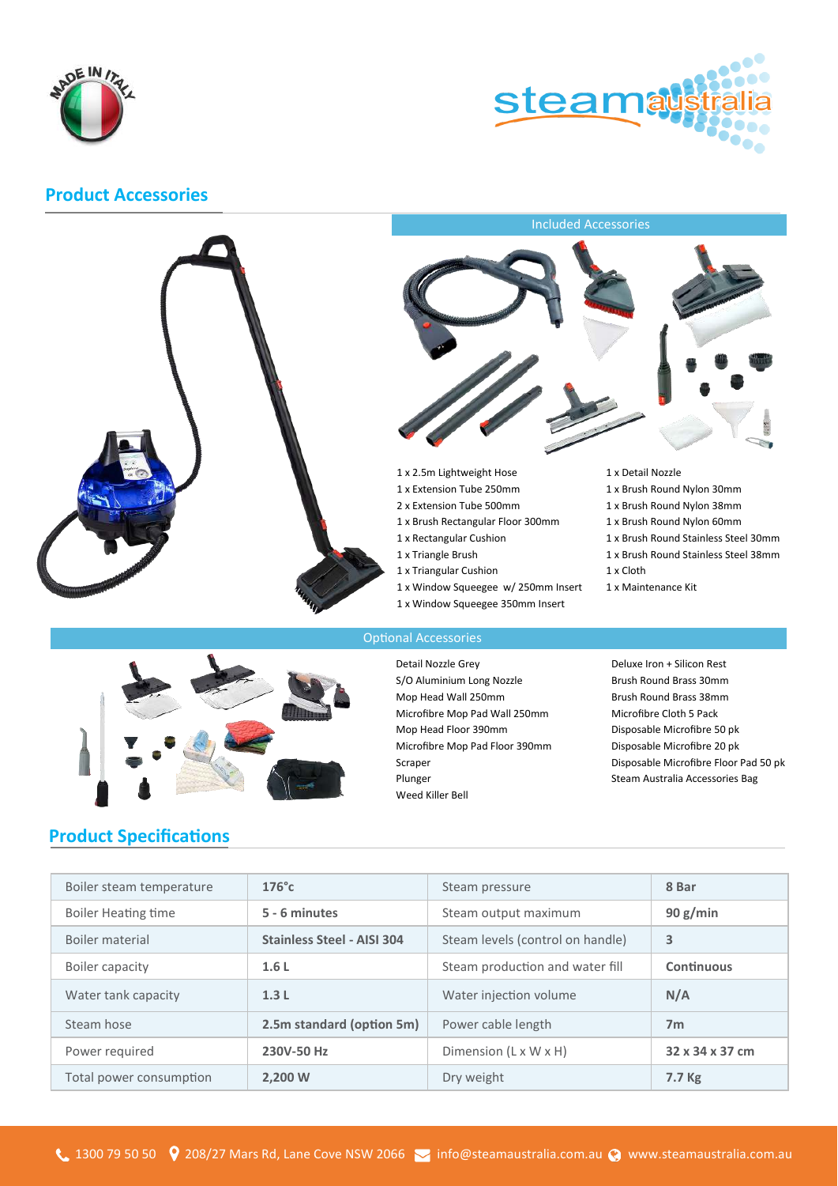## Product Accessories

### Included Accessories

- 1 x 2.5m Lightweight Hose
- 1 x Extension Tube 250mm
- 2 x Extension Tube 500mm
- 1 x Brush Rectangular Floor 300mm
- 1 x Rectangular Cushion
- 1 x Triangle Brush
- 1 x Triangular Cushion
- 1 x Window Squeegee w/ 250mm Insert
- 1 x Window Squeegee 350mm Insert
- 1 x Detail Nozzle
- 1 x Brush Round Nylon 30mm
- 1 x Brush Round Nylon 38mm
- 1 x Brush Round Nylon 60mm
- 1 x Brush Round Stainless Steel 30mm
- 1 x Brush Round Stainless Steel 38mm
- 1 x Cloth
- 1 x Maintenance Kit

### Optional Accessories

- Detail Nozzle Grey
- S/O Aluminium Long Nozzle
- Mop Head Wall 250mm
- Microfibre Mop Pad Wall 250mm
- Mop Head Floor 390mm
- Microfibre Mop Pad Floor 390mm
- Scraper
- Plunger
- Weed Killer Bell
- Deluxe Iron + Silicon Rest
- Brush Round Brass 30mm
- Brush Round Brass 38mm
- Microfibre Cloth 5 Pack
- Disposable Microfibre 50 pk
- Disposable Microfibre 20 pk
- Disposable Microfibre Floor Pad 50 pk
- Steam Australia Accessories Bag

## Product Specifications

| | | | |
|---|---|---|---|
| Boiler steam temperature | **176°c** | Steam pressure | **8 Bar** |
| Boiler Heating time | **5 - 6 minutes** | Steam output maximum | **90 g/min** |
| Boiler material | **Stainless Steel - AISI 304** | Steam levels (control on handle) | **3** |
| Boiler capacity | **1.6 L** | Steam production and water fill | **Continuous** |
| Water tank capacity | **1.3 L** | Water injection volume | **N/A** |
| Steam hose | **2.5m standard (option 5m)** | Power cable length | **7m** |
| Power required | **230V-50 Hz** | Dimension (L x W x H) | **32 x 34 x 37 cm** |
| Total power consumption | **2,200 W** | Dry weight | **7.7 Kg** |

1300 79 50 50 | 208/27 Mars Rd, Lane Cove NSW 2066 | info@steamaustralia.com.au | www.steamaustralia.com.au